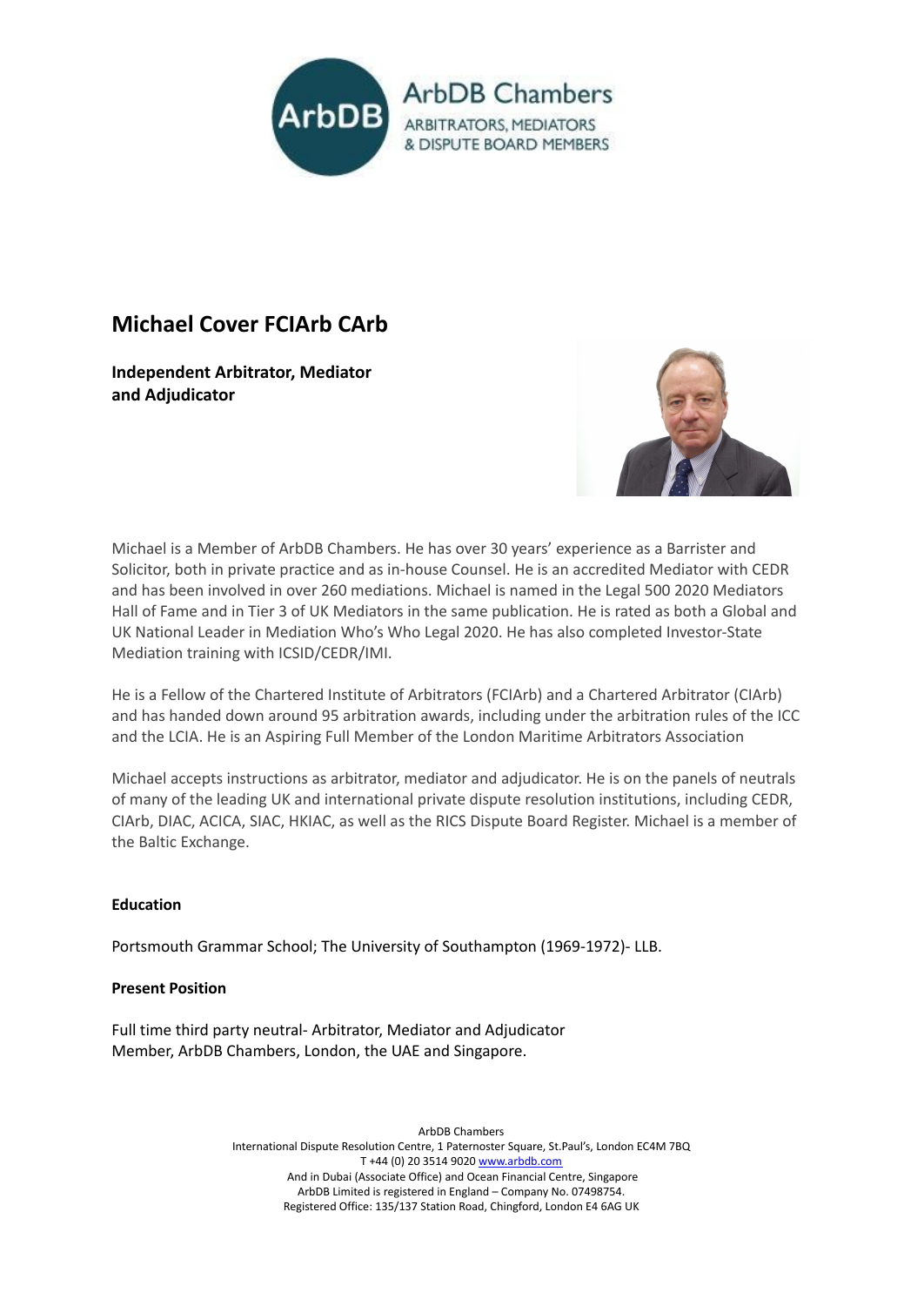# Michael Cover FCIArb CArb

**Independent Arbitrator, Mediator and Adjudicator**

Michael is a Member of ArbDB Chambers. He has over 30 years' experience as a Barrister and Solicitor, both in private practice and as in-house Counsel. He is an accredited Mediator with CEDR and has been involved in over 260 mediations. Michael is named in the Legal 500 2020 Mediators Hall of Fame and in Tier 3 of UK Mediators in the same publication. He is rated as both a Global and UK National Leader in Mediation Who's Who Legal 2020. He has also completed Investor-State Mediation training with ICSID/CEDR/IMI.

He is a Fellow of the Chartered Institute of Arbitrators (FCIArb) and a Chartered Arbitrator (CIArb) and has handed down around 95 arbitration awards, including under the arbitration rules of the ICC and the LCIA. He is an Aspiring Full Member of the London Maritime Arbitrators Association

Michael accepts instructions as arbitrator, mediator and adjudicator. He is on the panels of neutrals of many of the leading UK and international private dispute resolution institutions, including CEDR, CIArb, DIAC, ACICA, SIAC, HKIAC, as well as the RICS Dispute Board Register. Michael is a member of the Baltic Exchange.

**Education**

Portsmouth Grammar School; The University of Southampton (1969-1972)- LLB.

**Present Position**

Full time third party neutral- Arbitrator, Mediator and Adjudicator
Member, ArbDB Chambers, London, the UAE and Singapore.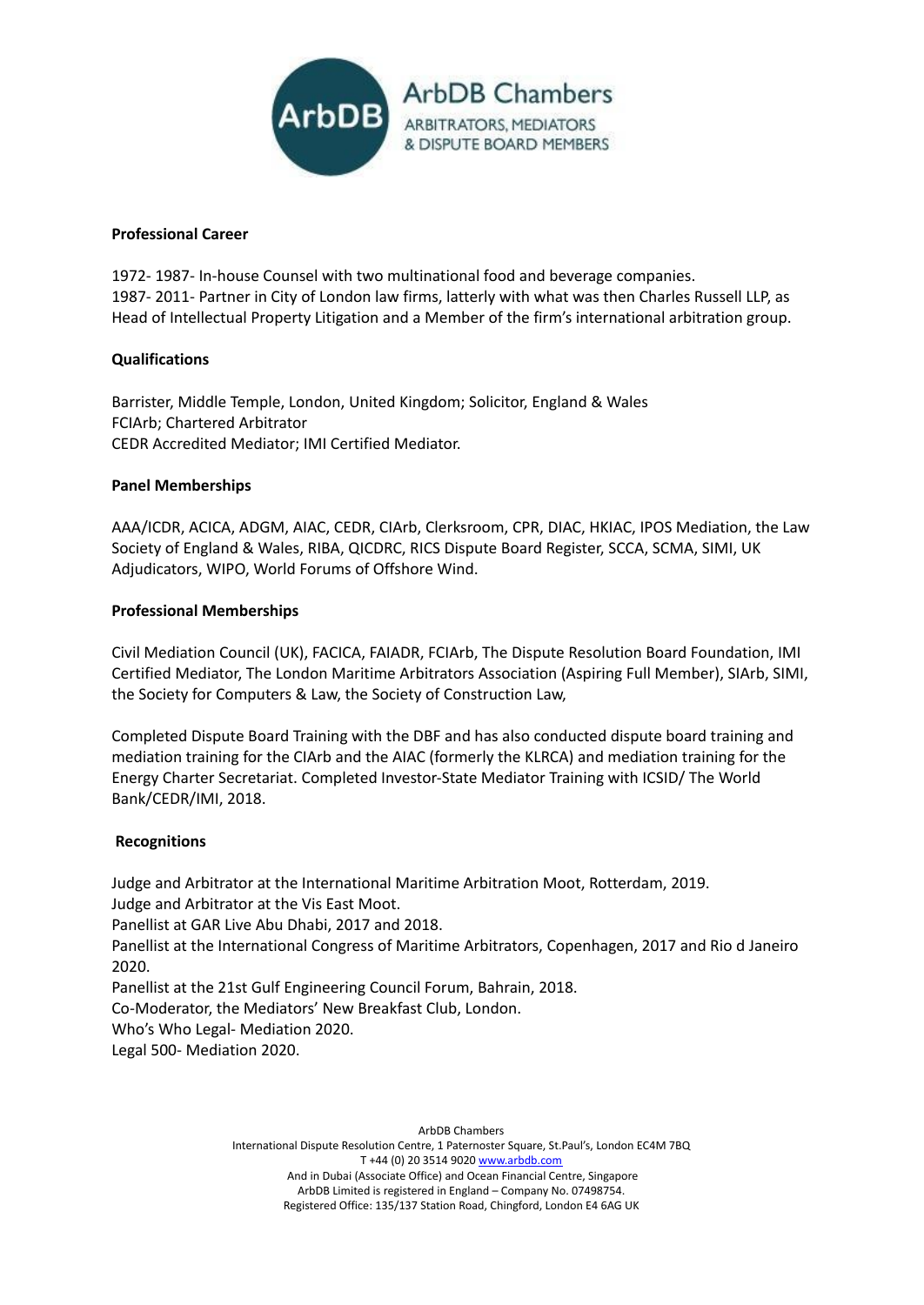**Professional Career**

1972- 1987- In-house Counsel with two multinational food and beverage companies.
1987- 2011- Partner in City of London law firms, latterly with what was then Charles Russell LLP, as Head of Intellectual Property Litigation and a Member of the firm's international arbitration group.

**Qualifications**

Barrister, Middle Temple, London, United Kingdom; Solicitor, England & Wales
FCIArb; Chartered Arbitrator
CEDR Accredited Mediator; IMI Certified Mediator.

**Panel Memberships**

AAA/ICDR, ACICA, ADGM, AIAC, CEDR, CIArb, Clerksroom, CPR, DIAC, HKIAC, IPOS Mediation, the Law Society of England & Wales, RIBA, QICDRC, RICS Dispute Board Register, SCCA, SCMA, SIMI, UK Adjudicators, WIPO, World Forums of Offshore Wind.

**Professional Memberships**

Civil Mediation Council (UK), FACICA, FAIADR, FCIArb, The Dispute Resolution Board Foundation, IMI Certified Mediator, The London Maritime Arbitrators Association (Aspiring Full Member), SIArb, SIMI, the Society for Computers & Law, the Society of Construction Law,

Completed Dispute Board Training with the DBF and has also conducted dispute board training and mediation training for the CIArb and the AIAC (formerly the KLRCA) and mediation training for the Energy Charter Secretariat. Completed Investor-State Mediator Training with ICSID/ The World Bank/CEDR/IMI, 2018.

**Recognitions**

Judge and Arbitrator at the International Maritime Arbitration Moot, Rotterdam, 2019.
Judge and Arbitrator at the Vis East Moot.
Panellist at GAR Live Abu Dhabi, 2017 and 2018.
Panellist at the International Congress of Maritime Arbitrators, Copenhagen, 2017 and Rio d Janeiro 2020.
Panellist at the 21st Gulf Engineering Council Forum, Bahrain, 2018.
Co-Moderator, the Mediators' New Breakfast Club, London.
Who's Who Legal- Mediation 2020.
Legal 500- Mediation 2020.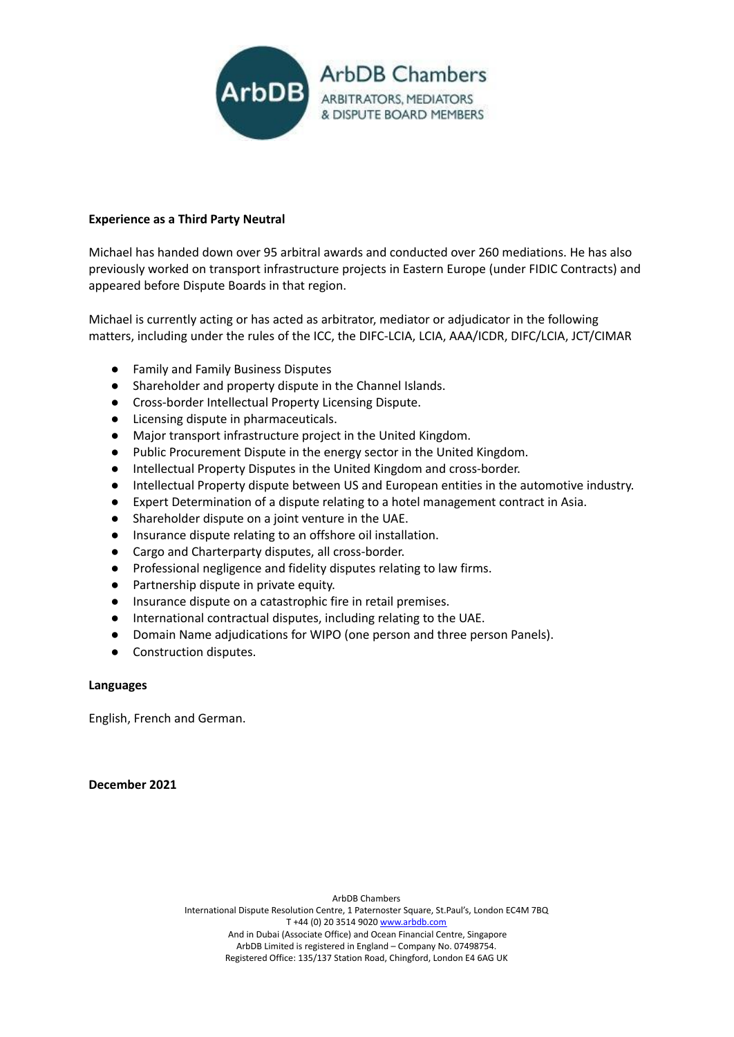**Experience as a Third Party Neutral**

Michael has handed down over 95 arbitral awards and conducted over 260 mediations. He has also previously worked on transport infrastructure projects in Eastern Europe (under FIDIC Contracts) and appeared before Dispute Boards in that region.

Michael is currently acting or has acted as arbitrator, mediator or adjudicator in the following matters, including under the rules of the ICC, the DIFC-LCIA, LCIA, AAA/ICDR, DIFC/LCIA, JCT/CIMAR

- Family and Family Business Disputes
- Shareholder and property dispute in the Channel Islands.
- Cross-border Intellectual Property Licensing Dispute.
- Licensing dispute in pharmaceuticals.
- Major transport infrastructure project in the United Kingdom.
- Public Procurement Dispute in the energy sector in the United Kingdom.
- Intellectual Property Disputes in the United Kingdom and cross-border.
- Intellectual Property dispute between US and European entities in the automotive industry.
- Expert Determination of a dispute relating to a hotel management contract in Asia.
- Shareholder dispute on a joint venture in the UAE.
- Insurance dispute relating to an offshore oil installation.
- Cargo and Charterparty disputes, all cross-border.
- Professional negligence and fidelity disputes relating to law firms.
- Partnership dispute in private equity.
- Insurance dispute on a catastrophic fire in retail premises.
- International contractual disputes, including relating to the UAE.
- Domain Name adjudications for WIPO (one person and three person Panels).
- Construction disputes.

**Languages**

English, French and German.

**December 2021**